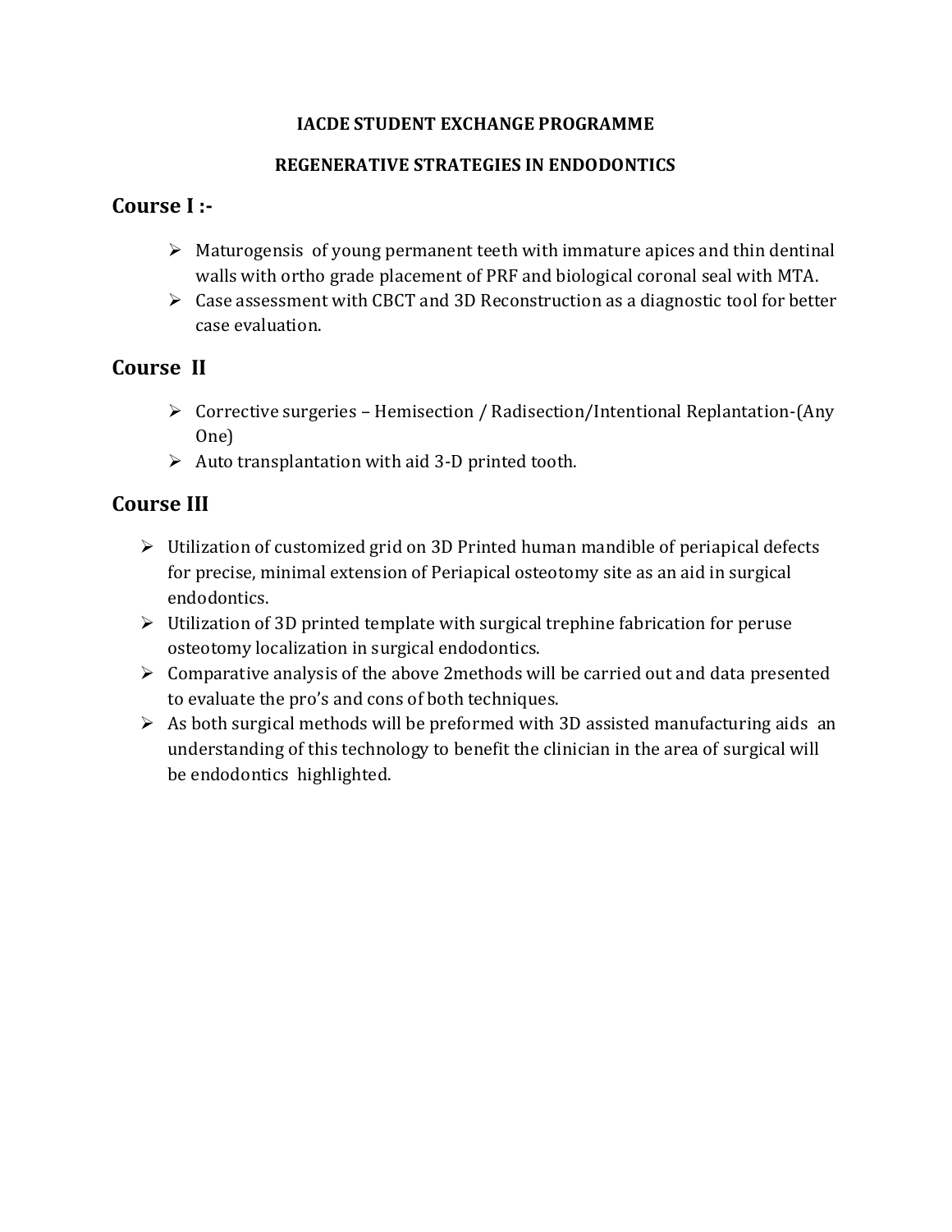**IACDE STUDENT EXCHANGE PROGRAMME**

**REGENERATIVE STRATEGIES IN ENDODONTICS**

## Course I :-

- Maturogensis of young permanent teeth with immature apices and thin dentinal walls with ortho grade placement of PRF and biological coronal seal with MTA.
- Case assessment with CBCT and 3D Reconstruction as a diagnostic tool for better case evaluation.

## Course II

- Corrective surgeries – Hemisection / Radisection/Intentional Replantation-(Any One)
- Auto transplantation with aid 3-D printed tooth.

## Course III

- Utilization of customized grid on 3D Printed human mandible of periapical defects for precise, minimal extension of Periapical osteotomy site as an aid in surgical endodontics.
- Utilization of 3D printed template with surgical trephine fabrication for peruse osteotomy localization in surgical endodontics.
- Comparative analysis of the above 2methods will be carried out and data presented to evaluate the pro's and cons of both techniques.
- As both surgical methods will be preformed with 3D assisted manufacturing aids an understanding of this technology to benefit the clinician in the area of surgical will be endodontics highlighted.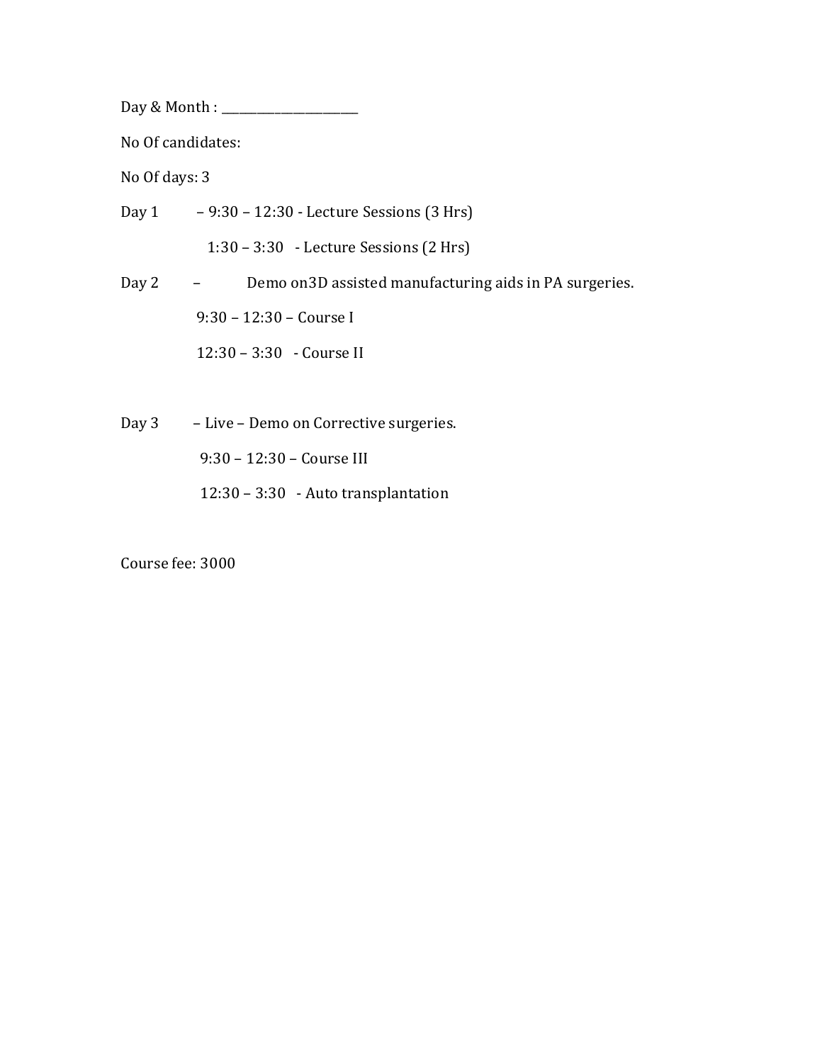Day & Month : ______________________

No Of candidates:

No Of days: 3

Day 1 – 9:30 – 12:30 - Lecture Sessions (3 Hrs)

1:30 – 3:30 - Lecture Sessions (2 Hrs)

Day 2 – Demo on3D assisted manufacturing aids in PA surgeries.

9:30 – 12:30 – Course I

12:30 – 3:30 - Course II

Day 3 – Live – Demo on Corrective surgeries.

9:30 – 12:30 – Course III

12:30 – 3:30 - Auto transplantation

Course fee: 3000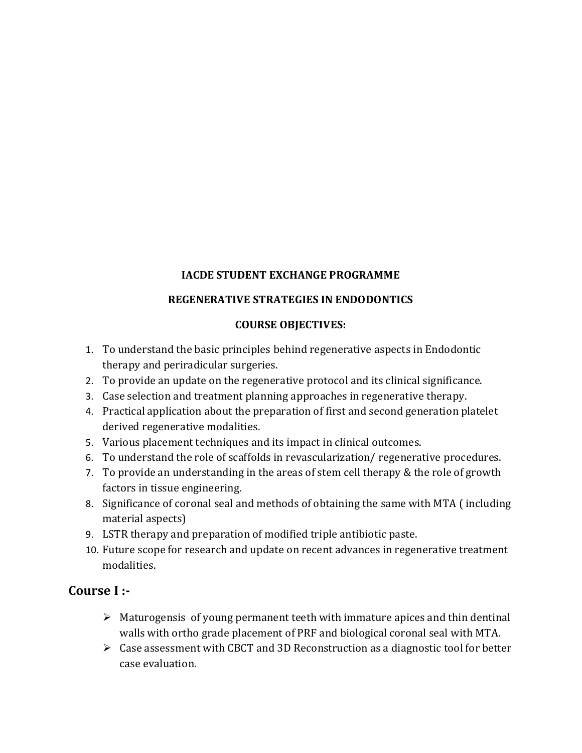**IACDE STUDENT EXCHANGE PROGRAMME**

**REGENERATIVE STRATEGIES IN ENDODONTICS**

**COURSE OBJECTIVES:**

1. To understand the basic principles behind regenerative aspects in Endodontic therapy and periradicular surgeries.
2. To provide an update on the regenerative protocol and its clinical significance.
3. Case selection and treatment planning approaches in regenerative therapy.
4. Practical application about the preparation of first and second generation platelet derived regenerative modalities.
5. Various placement techniques and its impact in clinical outcomes.
6. To understand the role of scaffolds in revascularization/ regenerative procedures.
7. To provide an understanding in the areas of stem cell therapy & the role of growth factors in tissue engineering.
8. Significance of coronal seal and methods of obtaining the same with MTA ( including material aspects)
9. LSTR therapy and preparation of modified triple antibiotic paste.
10. Future scope for research and update on recent advances in regenerative treatment modalities.

## Course I :-

- Maturogensis of young permanent teeth with immature apices and thin dentinal walls with ortho grade placement of PRF and biological coronal seal with MTA.
- Case assessment with CBCT and 3D Reconstruction as a diagnostic tool for better case evaluation.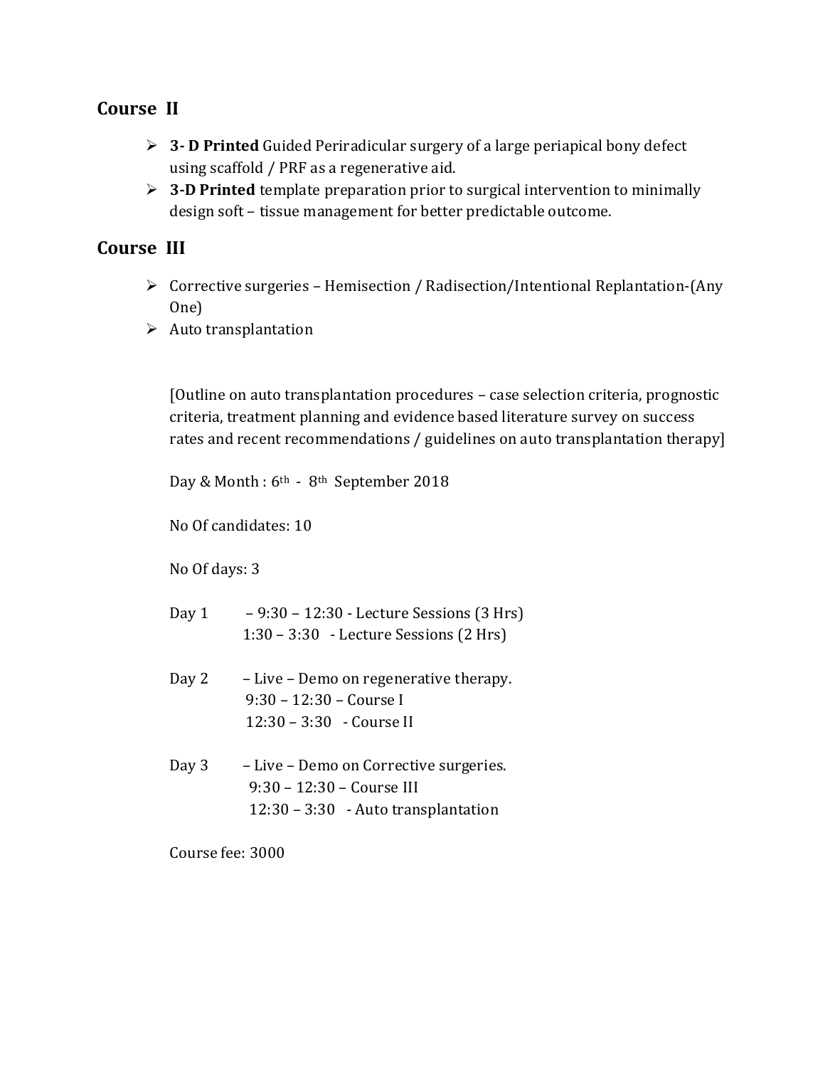## Course II

- **3- D Printed** Guided Periradicular surgery of a large periapical bony defect using scaffold / PRF as a regenerative aid.
- **3-D Printed** template preparation prior to surgical intervention to minimally design soft – tissue management for better predictable outcome.

## Course III

- Corrective surgeries – Hemisection / Radisection/Intentional Replantation-(Any One)
- Auto transplantation

[Outline on auto transplantation procedures – case selection criteria, prognostic criteria, treatment planning and evidence based literature survey on success rates and recent recommendations / guidelines on auto transplantation therapy]

Day & Month : 6th - 8th September 2018

No Of candidates: 10

No Of days: 3

Day 1 – 9:30 – 12:30 - Lecture Sessions (3 Hrs)
1:30 – 3:30 - Lecture Sessions (2 Hrs)

Day 2 – Live – Demo on regenerative therapy.
9:30 – 12:30 – Course I
12:30 – 3:30 - Course II

Day 3 – Live – Demo on Corrective surgeries.
9:30 – 12:30 – Course III
12:30 – 3:30 - Auto transplantation

Course fee: 3000